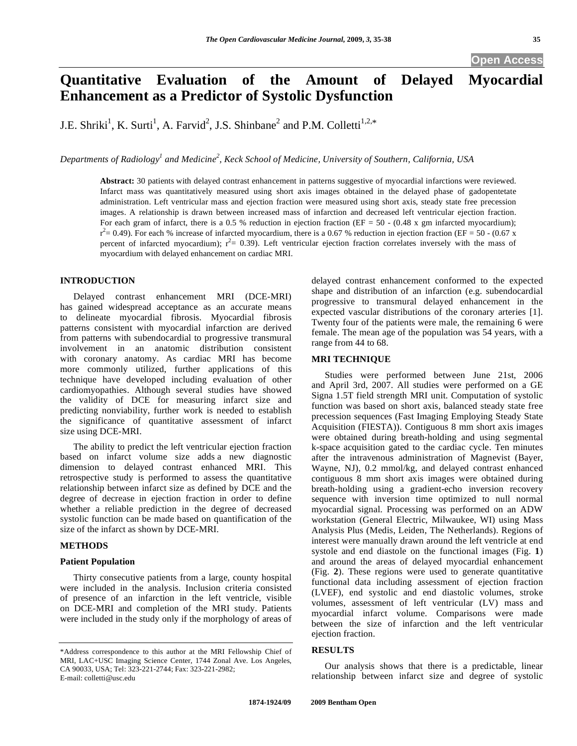# Quantitative Evaluation of the Amount of Delayed Myocardial Enhancement as a Predictor of Systolic Dysfunction

J.E. Shriki[1], K. Surti[1], A. Farvid[2], J.S. Shinbane[2] and P.M. Colletti[1,2,*]

*Departments of Radiology[1] and Medicine[2], Keck School of Medicine, University of Southern, California, USA*

**Abstract:** 30 patients with delayed contrast enhancement in patterns suggestive of myocardial infarctions were reviewed. Infarct mass was quantitatively measured using short axis images obtained in the delayed phase of gadopentetate administration. Left ventricular mass and ejection fraction were measured using short axis, steady state free precession images. A relationship is drawn between increased mass of infarction and decreased left ventricular ejection fraction. For each gram of infarct, there is a 0.5 % reduction in ejection fraction (EF = 50 - (0.48 x gm infarcted myocardium); $r^2$= 0.49). For each % increase of infarcted myocardium, there is a 0.67 % reduction in ejection fraction (EF = 50 - (0.67 x percent of infarcted myocardium); $r^2$= 0.39). Left ventricular ejection fraction correlates inversely with the mass of myocardium with delayed enhancement on cardiac MRI.

## INTRODUCTION

Delayed contrast enhancement MRI (DCE-MRI) has gained widespread acceptance as an accurate means to delineate myocardial fibrosis. Myocardial fibrosis patterns consistent with myocardial infarction are derived from patterns with subendocardial to progressive transmural involvement in an anatomic distribution consistent with coronary anatomy. As cardiac MRI has become more commonly utilized, further applications of this technique have developed including evaluation of other cardiomyopathies. Although several studies have showed the validity of DCE for measuring infarct size and predicting nonviability, further work is needed to establish the significance of quantitative assessment of infarct size using DCE-MRI.

The ability to predict the left ventricular ejection fraction based on infarct volume size adds a new diagnostic dimension to delayed contrast enhanced MRI. This retrospective study is performed to assess the quantitative relationship between infarct size as defined by DCE and the degree of decrease in ejection fraction in order to define whether a reliable prediction in the degree of decreased systolic function can be made based on quantification of the size of the infarct as shown by DCE-MRI.

## METHODS

### Patient Population

Thirty consecutive patients from a large, county hospital were included in the analysis. Inclusion criteria consisted of presence of an infarction in the left ventricle, visible on DCE-MRI and completion of the MRI study. Patients were included in the study only if the morphology of areas of delayed contrast enhancement conformed to the expected shape and distribution of an infarction (e.g. subendocardial progressive to transmural delayed enhancement in the expected vascular distributions of the coronary arteries [1]. Twenty four of the patients were male, the remaining 6 were female. The mean age of the population was 54 years, with a range from 44 to 68.

## MRI TECHNIQUE

Studies were performed between June 21st, 2006 and April 3rd, 2007. All studies were performed on a GE Signa 1.5T field strength MRI unit. Computation of systolic function was based on short axis, balanced steady state free precession sequences (Fast Imaging Employing Steady State Acquisition (FIESTA)). Contiguous 8 mm short axis images were obtained during breath-holding and using segmental k-space acquisition gated to the cardiac cycle. Ten minutes after the intravenous administration of Magnevist (Bayer, Wayne, NJ), 0.2 mmol/kg, and delayed contrast enhanced contiguous 8 mm short axis images were obtained during breath-holding using a gradient-echo inversion recovery sequence with inversion time optimized to null normal myocardial signal. Processing was performed on an ADW workstation (General Electric, Milwaukee, WI) using Mass Analysis Plus (Medis, Leiden, The Netherlands). Regions of interest were manually drawn around the left ventricle at end systole and end diastole on the functional images (Fig. **1**) and around the areas of delayed myocardial enhancement (Fig. **2**). These regions were used to generate quantitative functional data including assessment of ejection fraction (LVEF), end systolic and end diastolic volumes, stroke volumes, assessment of left ventricular (LV) mass and myocardial infarct volume. Comparisons were made between the size of infarction and the left ventricular ejection fraction.

## RESULTS

Our analysis shows that there is a predictable, linear relationship between infarct size and degree of systolic

*Address correspondence to this author at the MRI Fellowship Chief of MRI, LAC+USC Imaging Science Center, 1744 Zonal Ave. Los Angeles, CA 90033, USA; Tel: 323-221-2744; Fax: 323-221-2982; E-mail: colletti@usc.edu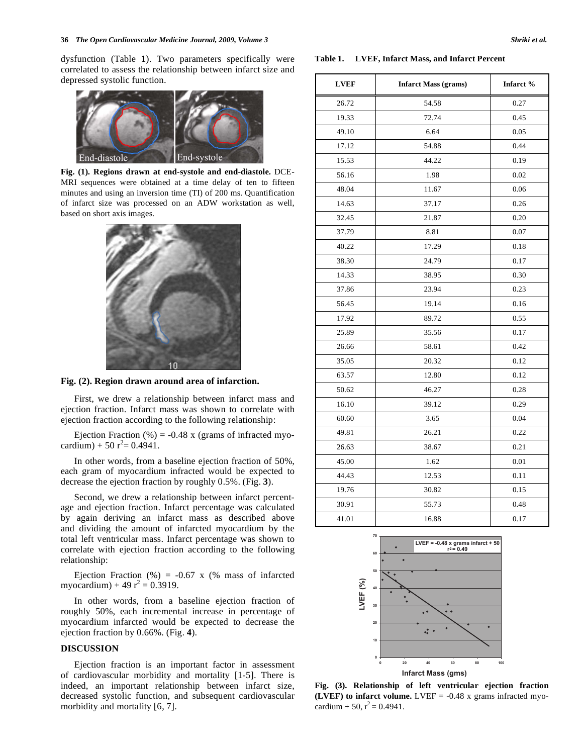dysfunction (Table **1**). Two parameters specifically were correlated to assess the relationship between infarct size and depressed systolic function.

**Fig. (1). Regions drawn at end-systole and end-diastole.** DCE-MRI sequences were obtained at a time delay of ten to fifteen minutes and using an inversion time (TI) of 200 ms. Quantification of infarct size was processed on an ADW workstation as well, based on short axis images.

**Fig. (2). Region drawn around area of infarction.**

First, we drew a relationship between infarct mass and ejection fraction. Infarct mass was shown to correlate with ejection fraction according to the following relationship:

Ejection Fraction (%) = -0.48 x (grams of infracted myocardium) + 50 $r^2$= 0.4941.

In other words, from a baseline ejection fraction of 50%, each gram of myocardium infracted would be expected to decrease the ejection fraction by roughly 0.5%. (Fig. **3**).

Second, we drew a relationship between infarct percentage and ejection fraction. Infarct percentage was calculated by again deriving an infarct mass as described above and dividing the amount of infarcted myocardium by the total left ventricular mass. Infarct percentage was shown to correlate with ejection fraction according to the following relationship:

Ejection Fraction (%) = -0.67 x (% mass of infarcted myocardium) + 49 $r^2$ = 0.3919.

In other words, from a baseline ejection fraction of roughly 50%, each incremental increase in percentage of myocardium infarcted would be expected to decrease the ejection fraction by 0.66%. (Fig. **4**).

## DISCUSSION

Ejection fraction is an important factor in assessment of cardiovascular morbidity and mortality [1-5]. There is indeed, an important relationship between infarct size, decreased systolic function, and subsequent cardiovascular morbidity and mortality [6, 7].

**Table 1. LVEF, Infarct Mass, and Infarct Percent**

| LVEF | Infarct Mass (grams) | Infarct % |
|---|---|---|
| 26.72 | 54.58 | 0.27 |
| 19.33 | 72.74 | 0.45 |
| 49.10 | 6.64 | 0.05 |
| 17.12 | 54.88 | 0.44 |
| 15.53 | 44.22 | 0.19 |
| 56.16 | 1.98 | 0.02 |
| 48.04 | 11.67 | 0.06 |
| 14.63 | 37.17 | 0.26 |
| 32.45 | 21.87 | 0.20 |
| 37.79 | 8.81 | 0.07 |
| 40.22 | 17.29 | 0.18 |
| 38.30 | 24.79 | 0.17 |
| 14.33 | 38.95 | 0.30 |
| 37.86 | 23.94 | 0.23 |
| 56.45 | 19.14 | 0.16 |
| 17.92 | 89.72 | 0.55 |
| 25.89 | 35.56 | 0.17 |
| 26.66 | 58.61 | 0.42 |
| 35.05 | 20.32 | 0.12 |
| 63.57 | 12.80 | 0.12 |
| 50.62 | 46.27 | 0.28 |
| 16.10 | 39.12 | 0.29 |
| 60.60 | 3.65 | 0.04 |
| 49.81 | 26.21 | 0.22 |
| 26.63 | 38.67 | 0.21 |
| 45.00 | 1.62 | 0.01 |
| 44.43 | 12.53 | 0.11 |
| 19.76 | 30.82 | 0.15 |
| 30.91 | 55.73 | 0.48 |
| 41.01 | 16.88 | 0.17 |

**Fig. (3). Relationship of left ventricular ejection fraction (LVEF) to infarct volume.** LVEF = -0.48 x grams infracted myocardium + 50, $r^2$ = 0.4941.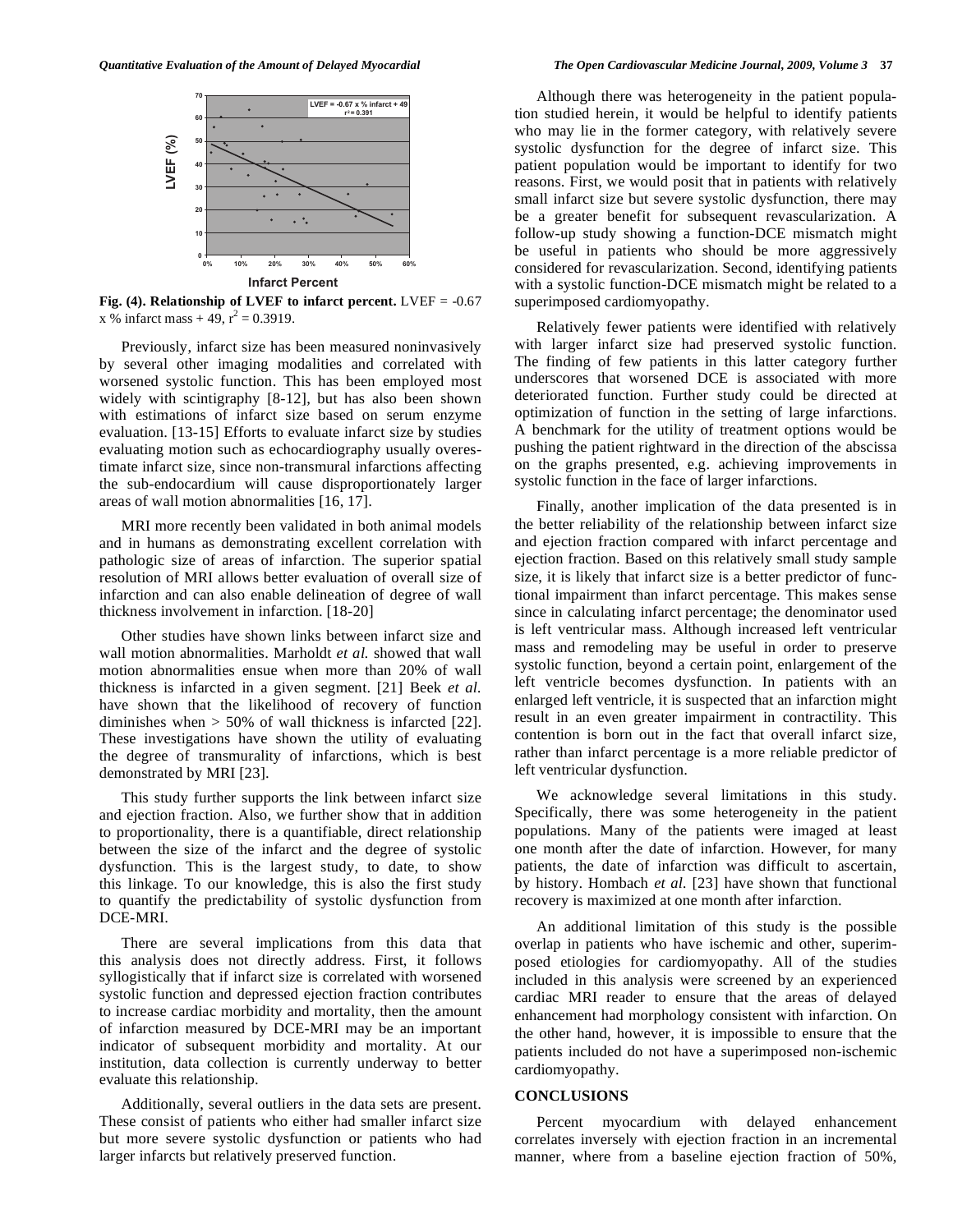**Fig. (4). Relationship of LVEF to infarct percent.** LVEF = -0.67 x % infarct mass + 49, $r^2$ = 0.3919.

Previously, infarct size has been measured noninvasively by several other imaging modalities and correlated with worsened systolic function. This has been employed most widely with scintigraphy [8-12], but has also been shown with estimations of infarct size based on serum enzyme evaluation. [13-15] Efforts to evaluate infarct size by studies evaluating motion such as echocardiography usually overestimate infarct size, since non-transmural infarctions affecting the sub-endocardium will cause disproportionately larger areas of wall motion abnormalities [16, 17].

MRI more recently been validated in both animal models and in humans as demonstrating excellent correlation with pathologic size of areas of infarction. The superior spatial resolution of MRI allows better evaluation of overall size of infarction and can also enable delineation of degree of wall thickness involvement in infarction. [18-20]

Other studies have shown links between infarct size and wall motion abnormalities. Marholdt *et al.* showed that wall motion abnormalities ensue when more than 20% of wall thickness is infarcted in a given segment. [21] Beek *et al.* have shown that the likelihood of recovery of function diminishes when > 50% of wall thickness is infarcted [22]. These investigations have shown the utility of evaluating the degree of transmurality of infarctions, which is best demonstrated by MRI [23].

This study further supports the link between infarct size and ejection fraction. Also, we further show that in addition to proportionality, there is a quantifiable, direct relationship between the size of the infarct and the degree of systolic dysfunction. This is the largest study, to date, to show this linkage. To our knowledge, this is also the first study to quantify the predictability of systolic dysfunction from DCE-MRI.

There are several implications from this data that this analysis does not directly address. First, it follows syllogistically that if infarct size is correlated with worsened systolic function and depressed ejection fraction contributes to increase cardiac morbidity and mortality, then the amount of infarction measured by DCE-MRI may be an important indicator of subsequent morbidity and mortality. At our institution, data collection is currently underway to better evaluate this relationship.

Additionally, several outliers in the data sets are present. These consist of patients who either had smaller infarct size but more severe systolic dysfunction or patients who had larger infarcts but relatively preserved function.

Although there was heterogeneity in the patient population studied herein, it would be helpful to identify patients who may lie in the former category, with relatively severe systolic dysfunction for the degree of infarct size. This patient population would be important to identify for two reasons. First, we would posit that in patients with relatively small infarct size but severe systolic dysfunction, there may be a greater benefit for subsequent revascularization. A follow-up study showing a function-DCE mismatch might be useful in patients who should be more aggressively considered for revascularization. Second, identifying patients with a systolic function-DCE mismatch might be related to a superimposed cardiomyopathy.

Relatively fewer patients were identified with relatively with larger infarct size had preserved systolic function. The finding of few patients in this latter category further underscores that worsened DCE is associated with more deteriorated function. Further study could be directed at optimization of function in the setting of large infarctions. A benchmark for the utility of treatment options would be pushing the patient rightward in the direction of the abscissa on the graphs presented, e.g. achieving improvements in systolic function in the face of larger infarctions.

Finally, another implication of the data presented is in the better reliability of the relationship between infarct size and ejection fraction compared with infarct percentage and ejection fraction. Based on this relatively small study sample size, it is likely that infarct size is a better predictor of functional impairment than infarct percentage. This makes sense since in calculating infarct percentage; the denominator used is left ventricular mass. Although increased left ventricular mass and remodeling may be useful in order to preserve systolic function, beyond a certain point, enlargement of the left ventricle becomes dysfunction. In patients with an enlarged left ventricle, it is suspected that an infarction might result in an even greater impairment in contractility. This contention is born out in the fact that overall infarct size, rather than infarct percentage is a more reliable predictor of left ventricular dysfunction.

We acknowledge several limitations in this study. Specifically, there was some heterogeneity in the patient populations. Many of the patients were imaged at least one month after the date of infarction. However, for many patients, the date of infarction was difficult to ascertain, by history. Hombach *et al.* [23] have shown that functional recovery is maximized at one month after infarction.

An additional limitation of this study is the possible overlap in patients who have ischemic and other, superimposed etiologies for cardiomyopathy. All of the studies included in this analysis were screened by an experienced cardiac MRI reader to ensure that the areas of delayed enhancement had morphology consistent with infarction. On the other hand, however, it is impossible to ensure that the patients included do not have a superimposed non-ischemic cardiomyopathy.

## CONCLUSIONS

Percent myocardium with delayed enhancement correlates inversely with ejection fraction in an incremental manner, where from a baseline ejection fraction of 50%,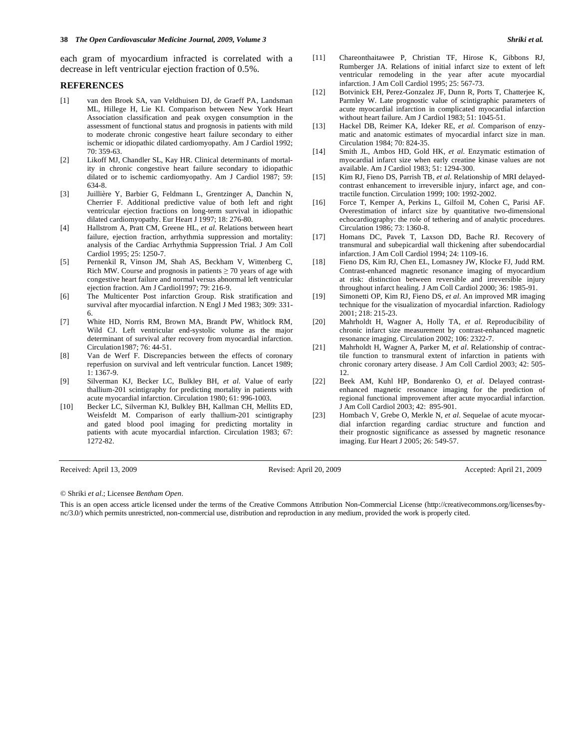each gram of myocardium infracted is correlated with a decrease in left ventricular ejection fraction of 0.5%.

## REFERENCES

[1] van den Broek SA, van Veldhuisen DJ, de Graeff PA, Landsman ML, Hillege H, Lie KI. Comparison between New York Heart Association classification and peak oxygen consumption in the assessment of functional status and prognosis in patients with mild to moderate chronic congestive heart failure secondary to either ischemic or idiopathic dilated cardiomyopathy. Am J Cardiol 1992; 70: 359-63.

[2] Likoff MJ, Chandler SL, Kay HR. Clinical determinants of mortality in chronic congestive heart failure secondary to idiopathic dilated or to ischemic cardiomyopathy. Am J Cardiol 1987; 59: 634-8.

[3] Juillière Y, Barbier G, Feldmann L, Grentzinger A, Danchin N, Cherrier F. Additional predictive value of both left and right ventricular ejection fractions on long-term survival in idiopathic dilated cardiomyopathy. Eur Heart J 1997; 18: 276-80.

[4] Hallstrom A, Pratt CM, Greene HL, *et al.* Relations between heart failure, ejection fraction, arrhythmia suppression and mortality: analysis of the Cardiac Arrhythmia Suppression Trial. J Am Coll Cardiol 1995; 25: 1250-7.

[5] Pernenkil R, Vinson JM, Shah AS, Beckham V, Wittenberg C, Rich MW. Course and prognosis in patients ≥ 70 years of age with congestive heart failure and normal versus abnormal left ventricular ejection fraction. Am J Cardiol1997; 79: 216-9.

[6] The Multicenter Post infarction Group. Risk stratification and survival after myocardial infarction. N Engl J Med 1983; 309: 331-6.

[7] White HD, Norris RM, Brown MA, Brandt PW, Whitlock RM, Wild CJ. Left ventricular end-systolic volume as the major determinant of survival after recovery from myocardial infarction. Circulation1987; 76: 44-51.

[8] Van de Werf F. Discrepancies between the effects of coronary reperfusion on survival and left ventricular function. Lancet 1989; 1: 1367-9.

[9] Silverman KJ, Becker LC, Bulkley BH, *et al.* Value of early thallium-201 scintigraphy for predicting mortality in patients with acute myocardial infarction. Circulation 1980; 61: 996-1003.

[10] Becker LC, Silverman KJ, Bulkley BH, Kallman CH, Mellits ED, Weisfeldt M. Comparison of early thallium-201 scintigraphy and gated blood pool imaging for predicting mortality in patients with acute myocardial infarction. Circulation 1983; 67: 1272-82.

[11] Chareonthaitawee P, Christian TF, Hirose K, Gibbons RJ, Rumberger JA. Relations of initial infarct size to extent of left ventricular remodeling in the year after acute myocardial infarction. J Am Coll Cardiol 1995; 25: 567-73.

[12] Botvinick EH, Perez-Gonzalez JF, Dunn R, Ports T, Chatterjee K, Parmley W. Late prognostic value of scintigraphic parameters of acute myocardial infarction in complicated myocardial infarction without heart failure. Am J Cardiol 1983; 51: 1045-51.

[13] Hackel DB, Reimer KA, Ideker RE, *et al.* Comparison of enzymatic and anatomic estimates of myocardial infarct size in man. Circulation 1984; 70: 824-35.

[14] Smith JL, Ambos HD, Gold HK, *et al.* Enzymatic estimation of myocardial infarct size when early creatine kinase values are not available. Am J Cardiol 1983; 51: 1294-300.

[15] Kim RJ, Fieno DS, Parrish TB, *et al.* Relationship of MRI delayed-contrast enhancement to irreversible injury, infarct age, and contractile function. Circulation 1999; 100: 1992-2002.

[16] Force T, Kemper A, Perkins L, Gilfoil M, Cohen C, Parisi AF. Overestimation of infarct size by quantitative two-dimensional echocardiography: the role of tethering and of analytic procedures. Circulation 1986; 73: 1360-8.

[17] Homans DC, Pavek T, Laxson DD, Bache RJ. Recovery of transmural and subepicardial wall thickening after subendocardial infarction. J Am Coll Cardiol 1994; 24: 1109-16.

[18] Fieno DS, Kim RJ, Chen EL, Lomasney JW, Klocke FJ, Judd RM. Contrast-enhanced magnetic resonance imaging of myocardium at risk: distinction between reversible and irreversible injury throughout infarct healing. J Am Coll Cardiol 2000; 36: 1985-91.

[19] Simonetti OP, Kim RJ, Fieno DS, *et al*. An improved MR imaging technique for the visualization of myocardial infarction. Radiology 2001; 218: 215-23.

[20] Mahrholdt H, Wagner A, Holly TA, *et al.* Reproducibility of chronic infarct size measurement by contrast-enhanced magnetic resonance imaging. Circulation 2002; 106: 2322-7.

[21] Mahrholdt H, Wagner A, Parker M, *et al*. Relationship of contractile function to transmural extent of infarction in patients with chronic coronary artery disease. J Am Coll Cardiol 2003; 42: 505-12.

[22] Beek AM, Kuhl HP, Bondarenko O, *et al*. Delayed contrast-enhanced magnetic resonance imaging for the prediction of regional functional improvement after acute myocardial infarction. J Am Coll Cardiol 2003; 42: 895-901.

[23] Hombach V, Grebe O, Merkle N, *et al.* Sequelae of acute myocardial infarction regarding cardiac structure and function and their prognostic significance as assessed by magnetic resonance imaging. Eur Heart J 2005; 26: 549-57.

Received: April 13, 2009 Revised: April 20, 2009 Accepted: April 21, 2009

© Shriki *et al*.; Licensee *Bentham Open*.

This is an open access article licensed under the terms of the Creative Commons Attribution Non-Commercial License (http://creativecommons.org/licenses/by-nc/3.0/) which permits unrestricted, non-commercial use, distribution and reproduction in any medium, provided the work is properly cited.